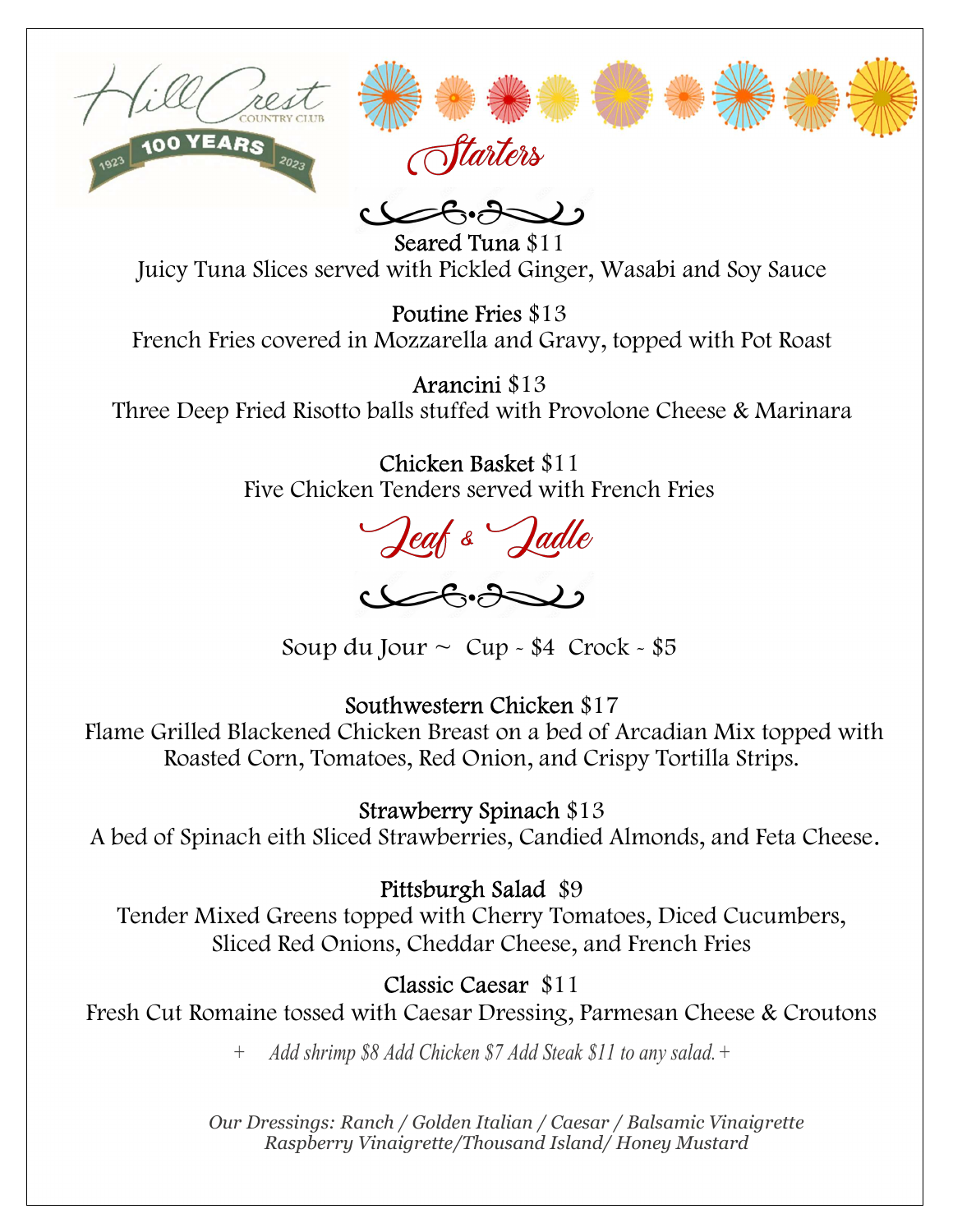Hill Crest Country Club

1923 100 YEARS 2023

# Starters

**Seared Tuna** $11
Juicy Tuna Slices served with Pickled Ginger, Wasabi and Soy Sauce

**Poutine Fries** $13
French Fries covered in Mozzarella and Gravy, topped with Pot Roast

**Arancini** $13
Three Deep Fried Risotto balls stuffed with Provolone Cheese & Marinara

**Chicken Basket** $11
Five Chicken Tenders served with French Fries

# Leaf & Ladle

Soup du Jour ~ Cup - $4 Crock - $5

**Southwestern Chicken** $17
Flame Grilled Blackened Chicken Breast on a bed of Arcadian Mix topped with Roasted Corn, Tomatoes, Red Onion, and Crispy Tortilla Strips.

**Strawberry Spinach** $13
A bed of Spinach eith Sliced Strawberries, Candied Almonds, and Feta Cheese.

**Pittsburgh Salad** $9
Tender Mixed Greens topped with Cherry Tomatoes, Diced Cucumbers, Sliced Red Onions, Cheddar Cheese, and French Fries

**Classic Caesar** $11
Fresh Cut Romaine tossed with Caesar Dressing, Parmesan Cheese & Croutons

*+ Add shrimp $8 Add Chicken $7 Add Steak $11 to any salad. +*

*Our Dressings: Ranch / Golden Italian / Caesar / Balsamic Vinaigrette*
*Raspberry Vinaigrette/Thousand Island/ Honey Mustard*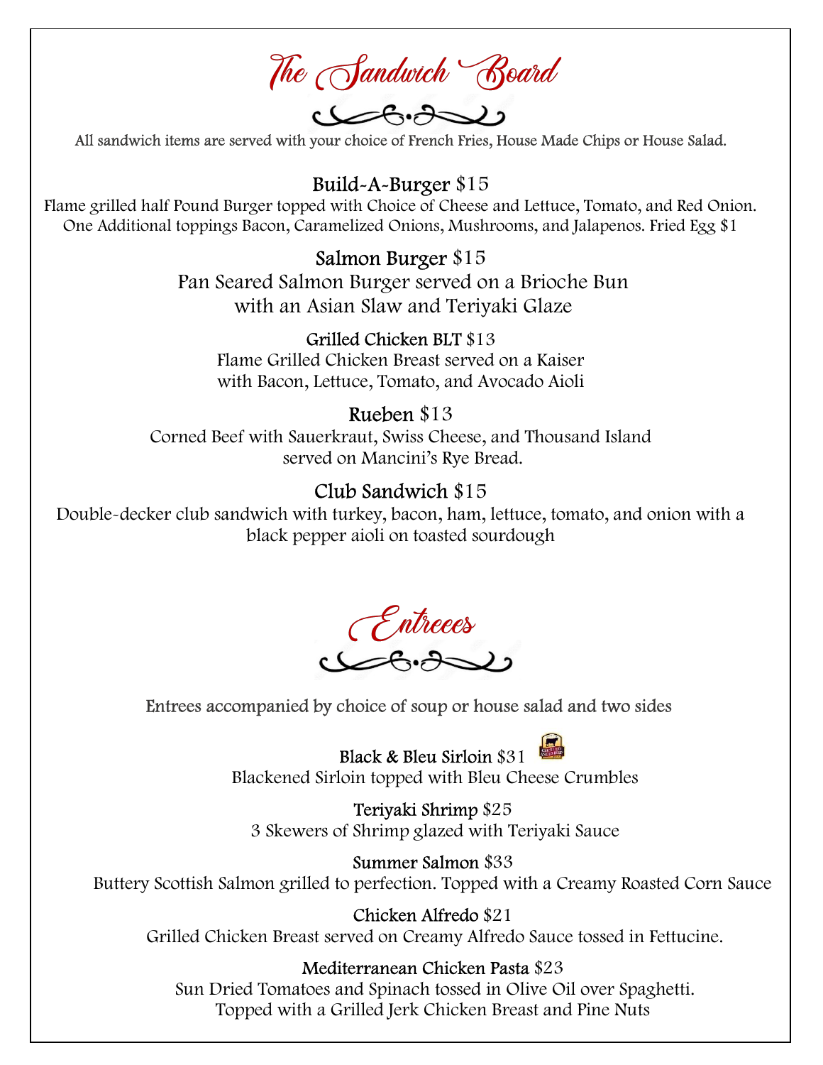# The Sandwich Board

All sandwich items are served with your choice of French Fries, House Made Chips or House Salad.

**Build-A-Burger** $15
Flame grilled half Pound Burger topped with Choice of Cheese and Lettuce, Tomato, and Red Onion.
One Additional toppings Bacon, Caramelized Onions, Mushrooms, and Jalapenos. Fried Egg $1

**Salmon Burger** $15
Pan Seared Salmon Burger served on a Brioche Bun
with an Asian Slaw and Teriyaki Glaze

**Grilled Chicken BLT** $13
Flame Grilled Chicken Breast served on a Kaiser
with Bacon, Lettuce, Tomato, and Avocado Aioli

**Rueben** $13
Corned Beef with Sauerkraut, Swiss Cheese, and Thousand Island
served on Mancini's Rye Bread.

**Club Sandwich** $15
Double-decker club sandwich with turkey, bacon, ham, lettuce, tomato, and onion with a black pepper aioli on toasted sourdough

# Entreees

Entrees accompanied by choice of soup or house salad and two sides

**Black & Bleu Sirloin** $31
Blackened Sirloin topped with Bleu Cheese Crumbles

**Teriyaki Shrimp** $25
3 Skewers of Shrimp glazed with Teriyaki Sauce

**Summer Salmon** $33
Buttery Scottish Salmon grilled to perfection. Topped with a Creamy Roasted Corn Sauce

**Chicken Alfredo** $21
Grilled Chicken Breast served on Creamy Alfredo Sauce tossed in Fettucine.

**Mediterranean Chicken Pasta** $23
Sun Dried Tomatoes and Spinach tossed in Olive Oil over Spaghetti.
Topped with a Grilled Jerk Chicken Breast and Pine Nuts